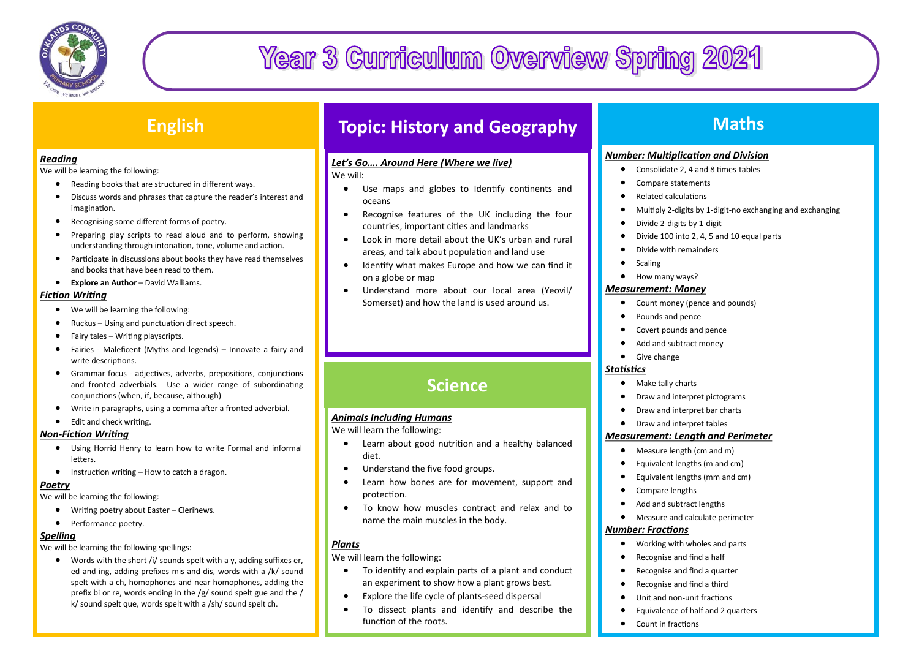# Year 3 Curriculum Overview Spring 2021

## English

***Reading***

We will be learning the following:

- Reading books that are structured in different ways.
- Discuss words and phrases that capture the reader's interest and imagination.
- Recognising some different forms of poetry.
- Preparing play scripts to read aloud and to perform, showing understanding through intonation, tone, volume and action.
- Participate in discussions about books they have read themselves and books that have been read to them.
- **Explore an Author** – David Walliams.

***Fiction Writing***

- We will be learning the following:
- Ruckus – Using and punctuation direct speech.
- Fairy tales – Writing playscripts.
- Fairies - Maleficent (Myths and legends) – Innovate a fairy and write descriptions.
- Grammar focus - adjectives, adverbs, prepositions, conjunctions and fronted adverbials. Use a wider range of subordinating conjunctions (when, if, because, although)
- Write in paragraphs, using a comma after a fronted adverbial.
- Edit and check writing.

***Non-Fiction Writing***

- Using Horrid Henry to learn how to write Formal and informal letters.
- Instruction writing – How to catch a dragon.

***Poetry***

We will be learning the following:

- Writing poetry about Easter – Clerihews.
- Performance poetry.

***Spelling***

We will be learning the following spellings:

- Words with the short /i/ sounds spelt with a y, adding suffixes er, ed and ing, adding prefixes mis and dis, words with a /k/ sound spelt with a ch, homophones and near homophones, adding the prefix bi or re, words ending in the /g/ sound spelt gue and the /k/ sound spelt que, words spelt with a /sh/ sound spelt ch.

## Topic: History and Geography

***Let's Go…. Around Here (Where we live)***

We will:

- Use maps and globes to Identify continents and oceans
- Recognise features of the UK including the four countries, important cities and landmarks
- Look in more detail about the UK's urban and rural areas, and talk about population and land use
- Identify what makes Europe and how we can find it on a globe or map
- Understand more about our local area (Yeovil/ Somerset) and how the land is used around us.

## Science

***Animals Including Humans***

We will learn the following:

- Learn about good nutrition and a healthy balanced diet.
- Understand the five food groups.
- Learn how bones are for movement, support and protection.
- To know how muscles contract and relax and to name the main muscles in the body.

***Plants***

We will learn the following:

- To identify and explain parts of a plant and conduct an experiment to show how a plant grows best.
- Explore the life cycle of plants-seed dispersal
- To dissect plants and identify and describe the function of the roots.

## Maths

***Number: Multiplication and Division***

- Consolidate 2, 4 and 8 times-tables
- Compare statements
- Related calculations
- Multiply 2-digits by 1-digit-no exchanging and exchanging
- Divide 2-digits by 1-digit
- Divide 100 into 2, 4, 5 and 10 equal parts
- Divide with remainders
- Scaling
- How many ways?

***Measurement: Money***

- Count money (pence and pounds)
- Pounds and pence
- Covert pounds and pence
- Add and subtract money
- Give change

***Statistics***

- Make tally charts
- Draw and interpret pictograms
- Draw and interpret bar charts
- Draw and interpret tables

***Measurement: Length and Perimeter***

- Measure length (cm and m)
- Equivalent lengths (m and cm)
- Equivalent lengths (mm and cm)
- Compare lengths
- Add and subtract lengths
- Measure and calculate perimeter

***Number: Fractions***

- Working with wholes and parts
- Recognise and find a half
- Recognise and find a quarter
- Recognise and find a third
- Unit and non-unit fractions
- Equivalence of half and 2 quarters
- Count in fractions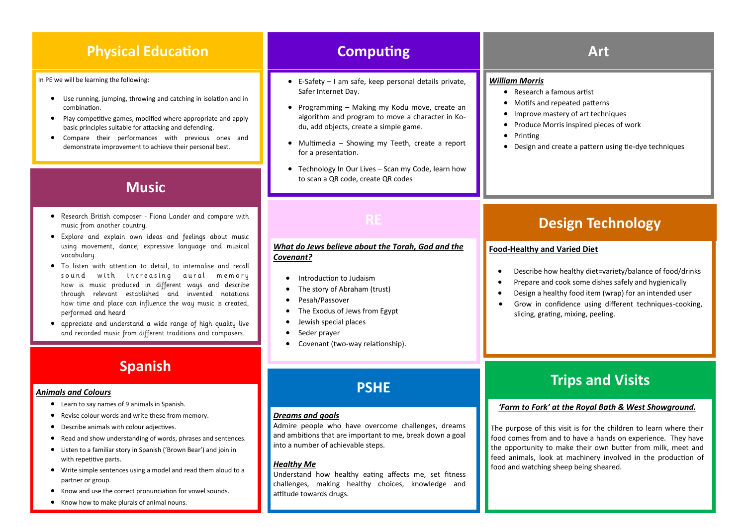## Physical Education

In PE we will be learning the following:

- Use running, jumping, throwing and catching in isolation and in combination.
- Play competitive games, modified where appropriate and apply basic principles suitable for attacking and defending.
- Compare their performances with previous ones and demonstrate improvement to achieve their personal best.

## Music

- Research British composer - Fiona Lander and compare with music from another country.
- Explore and explain own ideas and feelings about music using movement, dance, expressive language and musical vocabulary.
- To listen with attention to detail, to internalise and recall sound with increasing aural memory how is music produced in different ways and describe through relevant established and invented notations how time and place can influence the way music is created, performed and heard
- appreciate and understand a wide range of high quality live and recorded music from different traditions and composers.

## Spanish

***Animals and Colours***

- Learn to say names of 9 animals in Spanish.
- Revise colour words and write these from memory.
- Describe animals with colour adjectives.
- Read and show understanding of words, phrases and sentences.
- Listen to a familiar story in Spanish ('Brown Bear') and join in with repetitive parts.
- Write simple sentences using a model and read them aloud to a partner or group.
- Know and use the correct pronunciation for vowel sounds.
- Know how to make plurals of animal nouns.

## Computing

- E-Safety – I am safe, keep personal details private, Safer Internet Day.
- Programming – Making my Kodu move, create an algorithm and program to move a character in Kodu, add objects, create a simple game.
- Multimedia – Showing my Teeth, create a report for a presentation.
- Technology In Our Lives – Scan my Code, learn how to scan a QR code, create QR codes

## RE

***What do Jews believe about the Torah, God and the Covenant?***

- Introduction to Judaism
- The story of Abraham (trust)
- Pesah/Passover
- The Exodus of Jews from Egypt
- Jewish special places
- Seder prayer
- Covenant (two-way relationship).

## PSHE

***Dreams and goals***

Admire people who have overcome challenges, dreams and ambitions that are important to me, break down a goal into a number of achievable steps.

***Healthy Me***

Understand how healthy eating affects me, set fitness challenges, making healthy choices, knowledge and attitude towards drugs.

## Art

***William Morris***

- Research a famous artist
- Motifs and repeated patterns
- Improve mastery of art techniques
- Produce Morris inspired pieces of work
- Printing
- Design and create a pattern using tie-dye techniques

## Design Technology

**Food-Healthy and Varied Diet**

- Describe how healthy diet=variety/balance of food/drinks
- Prepare and cook some dishes safely and hygienically
- Design a healthy food item (wrap) for an intended user
- Grow in confidence using different techniques-cooking, slicing, grating, mixing, peeling.

## Trips and Visits

***'Farm to Fork' at the Royal Bath & West Showground.***

The purpose of this visit is for the children to learn where their food comes from and to have a hands on experience. They have the opportunity to make their own butter from milk, meet and feed animals, look at machinery involved in the production of food and watching sheep being sheared.